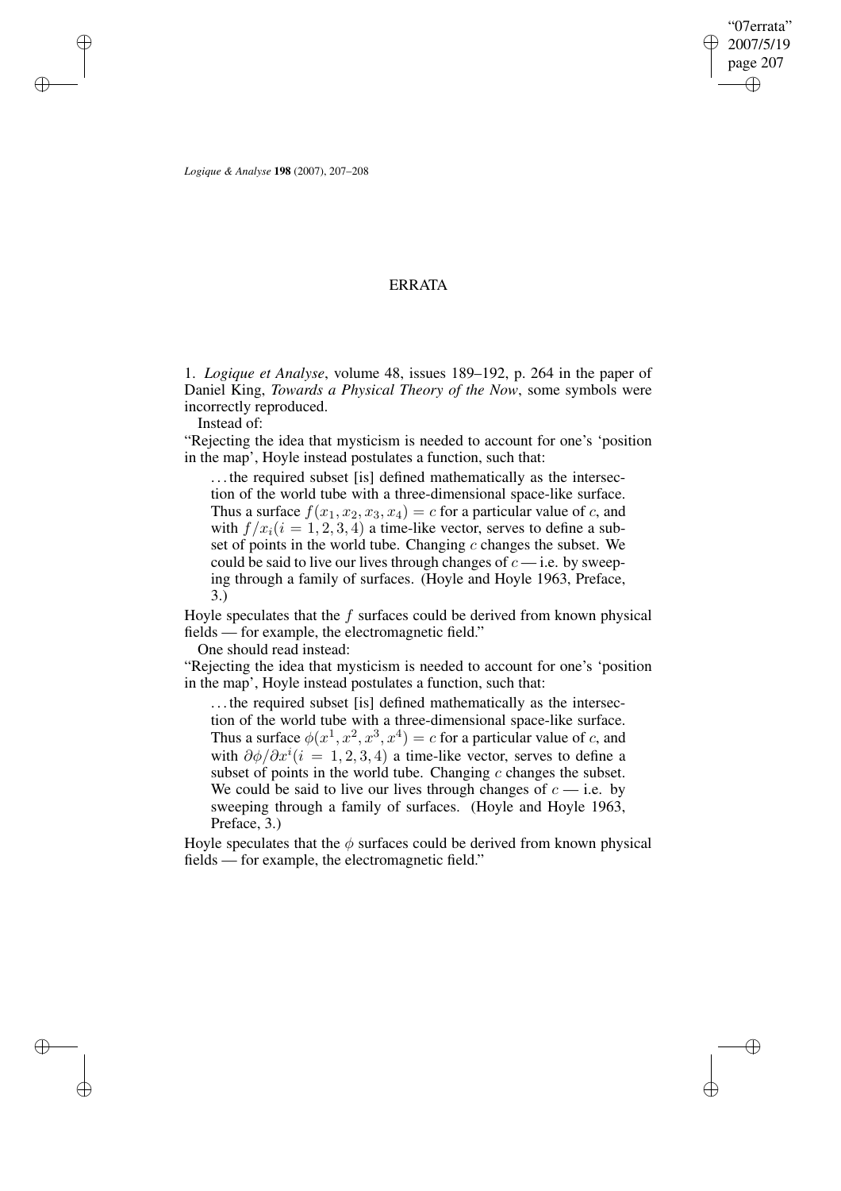# ERRATA

1. *Logique et Analyse*, volume 48, issues 189–192, p. 264 in the paper of Daniel King, *Towards a Physical Theory of the Now*, some symbols were incorrectly reproduced.

Instead of:

"Rejecting the idea that mysticism is needed to account for one's 'position in the map', Hoyle instead postulates a function, such that:

> ...the required subset [is] defined mathematically as the intersection of the world tube with a three-dimensional space-like surface. Thus a surface $f(x_1, x_2, x_3, x_4) = c$ for a particular value of $c$, and with $f/x_i (i = 1, 2, 3, 4)$ a time-like vector, serves to define a subset of points in the world tube. Changing $c$ changes the subset. We could be said to live our lives through changes of $c$ — i.e. by sweeping through a family of surfaces. (Hoyle and Hoyle 1963, Preface, 3.)

Hoyle speculates that the $f$ surfaces could be derived from known physical fields — for example, the electromagnetic field."

One should read instead:

"Rejecting the idea that mysticism is needed to account for one's 'position in the map', Hoyle instead postulates a function, such that:

> ...the required subset [is] defined mathematically as the intersection of the world tube with a three-dimensional space-like surface. Thus a surface $\phi(x^1, x^2, x^3, x^4) = c$ for a particular value of $c$, and with $\partial\phi/\partial x^i (i = 1, 2, 3, 4)$ a time-like vector, serves to define a subset of points in the world tube. Changing $c$ changes the subset. We could be said to live our lives through changes of $c$ — i.e. by sweeping through a family of surfaces. (Hoyle and Hoyle 1963, Preface, 3.)

Hoyle speculates that the $\phi$ surfaces could be derived from known physical fields — for example, the electromagnetic field."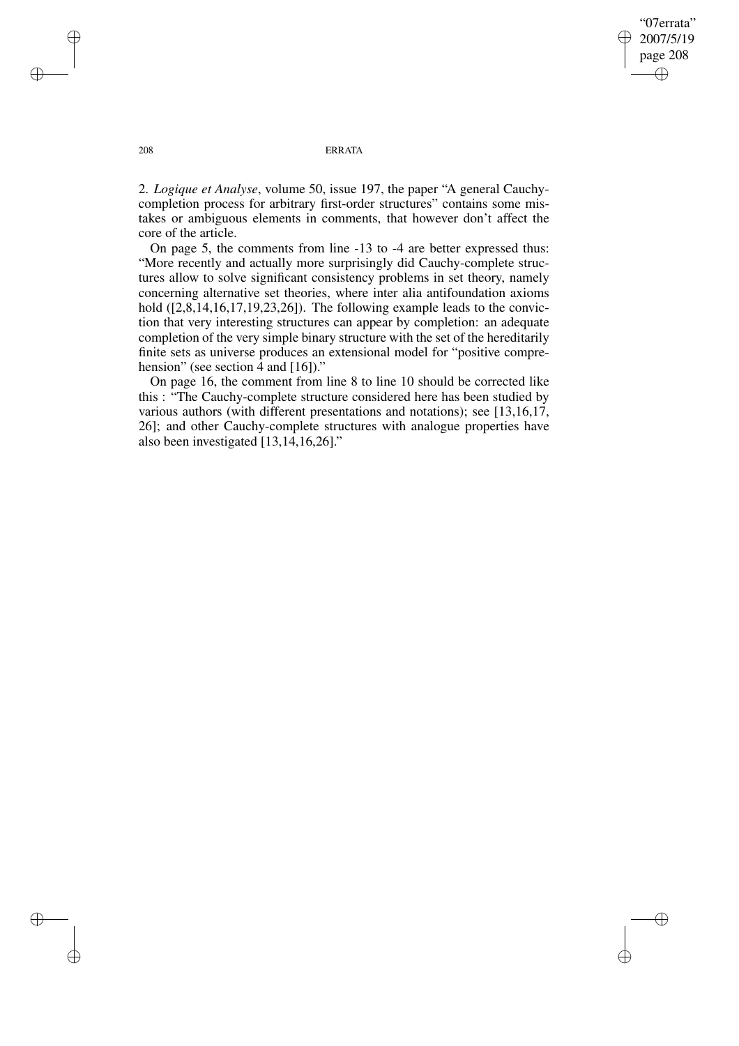2. *Logique et Analyse*, volume 50, issue 197, the paper "A general Cauchy-completion process for arbitrary first-order structures" contains some mistakes or ambiguous elements in comments, that however don't affect the core of the article.

On page 5, the comments from line -13 to -4 are better expressed thus: "More recently and actually more surprisingly did Cauchy-complete structures allow to solve significant consistency problems in set theory, namely concerning alternative set theories, where inter alia antifoundation axioms hold ([2,8,14,16,17,19,23,26]). The following example leads to the conviction that very interesting structures can appear by completion: an adequate completion of the very simple binary structure with the set of the hereditarily finite sets as universe produces an extensional model for "positive comprehension" (see section 4 and [16])."

On page 16, the comment from line 8 to line 10 should be corrected like this : "The Cauchy-complete structure considered here has been studied by various authors (with different presentations and notations); see [13,16,17, 26]; and other Cauchy-complete structures with analogue properties have also been investigated [13,14,16,26]."